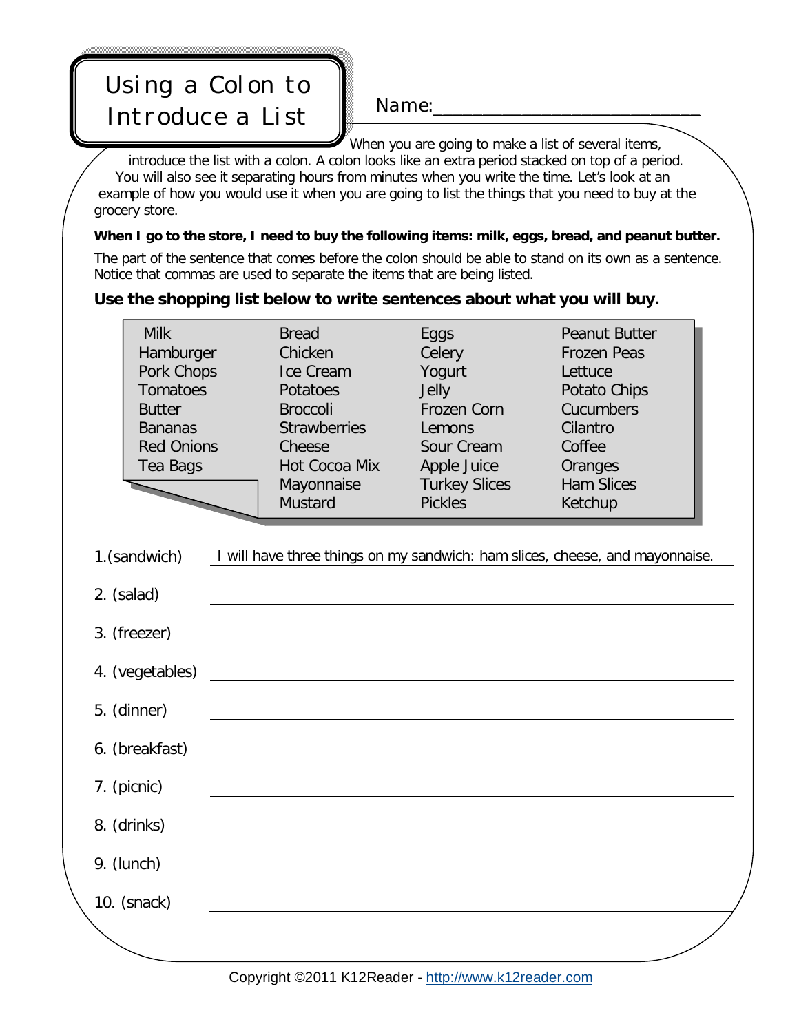# Using a Colon to Introduce a List

Name:_______________________

When you are going to make a list of several items, introduce the list with a colon. A colon looks like an extra period stacked on top of a period. You will also see it separating hours from minutes when you write the time. Let's look at an example of how you would use it when you are going to list the things that you need to buy at the grocery store.

**When I go to the store, I need to buy the following items: milk, eggs, bread, and peanut butter.**

The part of the sentence that comes before the colon should be able to stand on its own as a sentence. Notice that commas are used to separate the items that are being listed.

**Use the shopping list below to write sentences about what you will buy.**

| | | | |
|---|---|---|---|
| Milk | Bread | Eggs | Peanut Butter |
| Hamburger | Chicken | Celery | Frozen Peas |
| Pork Chops | Ice Cream | Yogurt | Lettuce |
| Tomatoes | Potatoes | Jelly | Potato Chips |
| Butter | Broccoli | Frozen Corn | Cucumbers |
| Bananas | Strawberries | Lemons | Cilantro |
| Red Onions | Cheese | Sour Cream | Coffee |
| Tea Bags | Hot Cocoa Mix | Apple Juice | Oranges |
| | Mayonnaise | Turkey Slices | Ham Slices |
| | Mustard | Pickles | Ketchup |

1. (sandwich) I will have three things on my sandwich: ham slices, cheese, and mayonnaise.
2. (salad) ______________________________
3. (freezer) ______________________________
4. (vegetables) ______________________________
5. (dinner) ______________________________
6. (breakfast) ______________________________
7. (picnic) ______________________________
8. (drinks) ______________________________
9. (lunch) ______________________________
10. (snack) ______________________________

Copyright ©2011 K12Reader - http://www.k12reader.com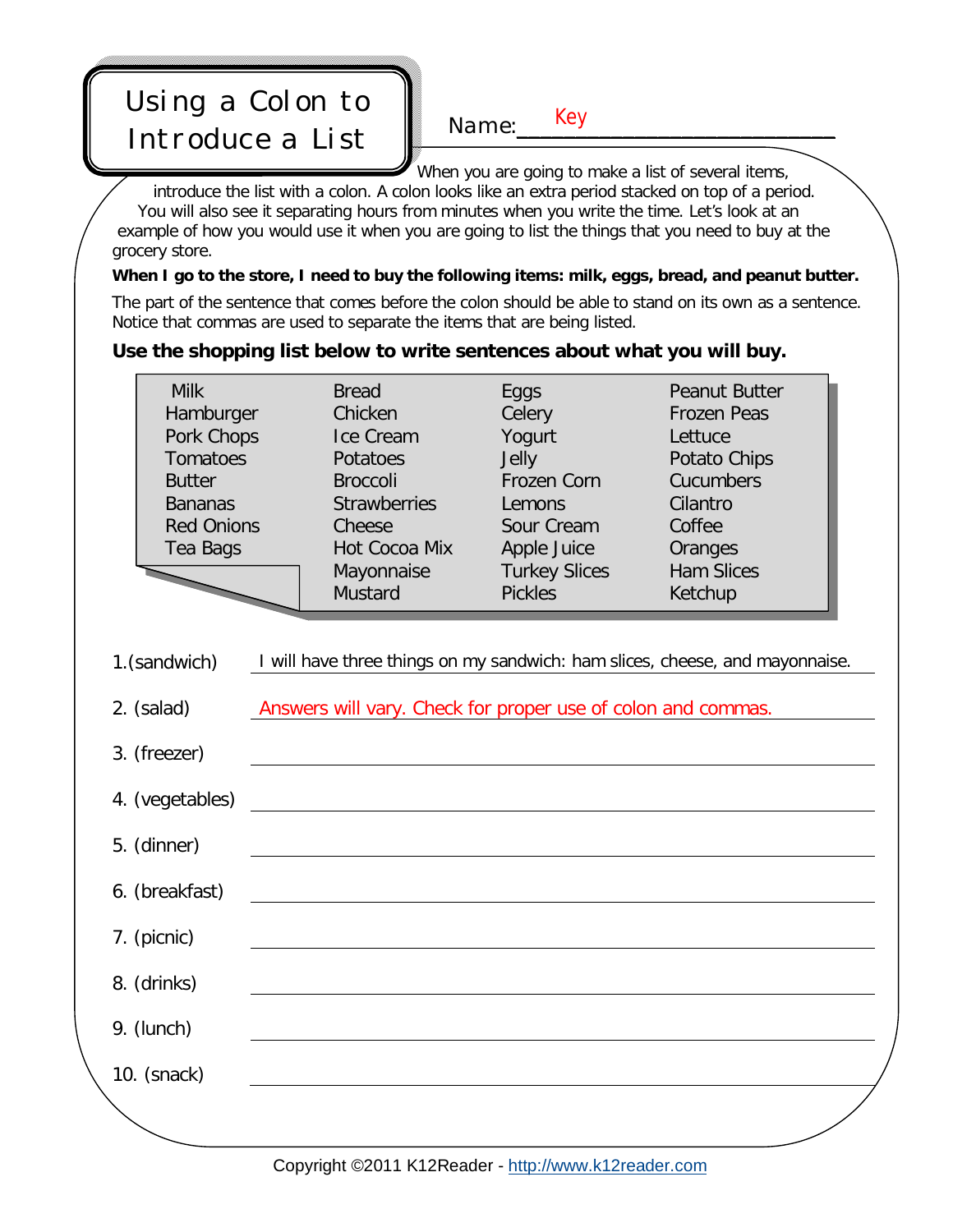# Using a Colon to Introduce a List

Name: Key

When you are going to make a list of several items, introduce the list with a colon. A colon looks like an extra period stacked on top of a period. You will also see it separating hours from minutes when you write the time. Let's look at an example of how you would use it when you are going to list the things that you need to buy at the grocery store.

**When I go to the store, I need to buy the following items: milk, eggs, bread, and peanut butter.**

The part of the sentence that comes before the colon should be able to stand on its own as a sentence. Notice that commas are used to separate the items that are being listed.

**Use the shopping list below to write sentences about what you will buy.**

| | | | |
|---|---|---|---|
| Milk | Bread | Eggs | Peanut Butter |
| Hamburger | Chicken | Celery | Frozen Peas |
| Pork Chops | Ice Cream | Yogurt | Lettuce |
| Tomatoes | Potatoes | Jelly | Potato Chips |
| Butter | Broccoli | Frozen Corn | Cucumbers |
| Bananas | Strawberries | Lemons | Cilantro |
| Red Onions | Cheese | Sour Cream | Coffee |
| Tea Bags | Hot Cocoa Mix | Apple Juice | Oranges |
| | Mayonnaise | Turkey Slices | Ham Slices |
| | Mustard | Pickles | Ketchup |

1.(sandwich) I will have three things on my sandwich: ham slices, cheese, and mayonnaise.

2. (salad) Answers will vary. Check for proper use of colon and commas.

3. (freezer) ____________________

4. (vegetables) ____________________

5. (dinner) ____________________

6. (breakfast) ____________________

7. (picnic) ____________________

8. (drinks) ____________________

9. (lunch) ____________________

10. (snack) ____________________

Copyright ©2011 K12Reader - http://www.k12reader.com